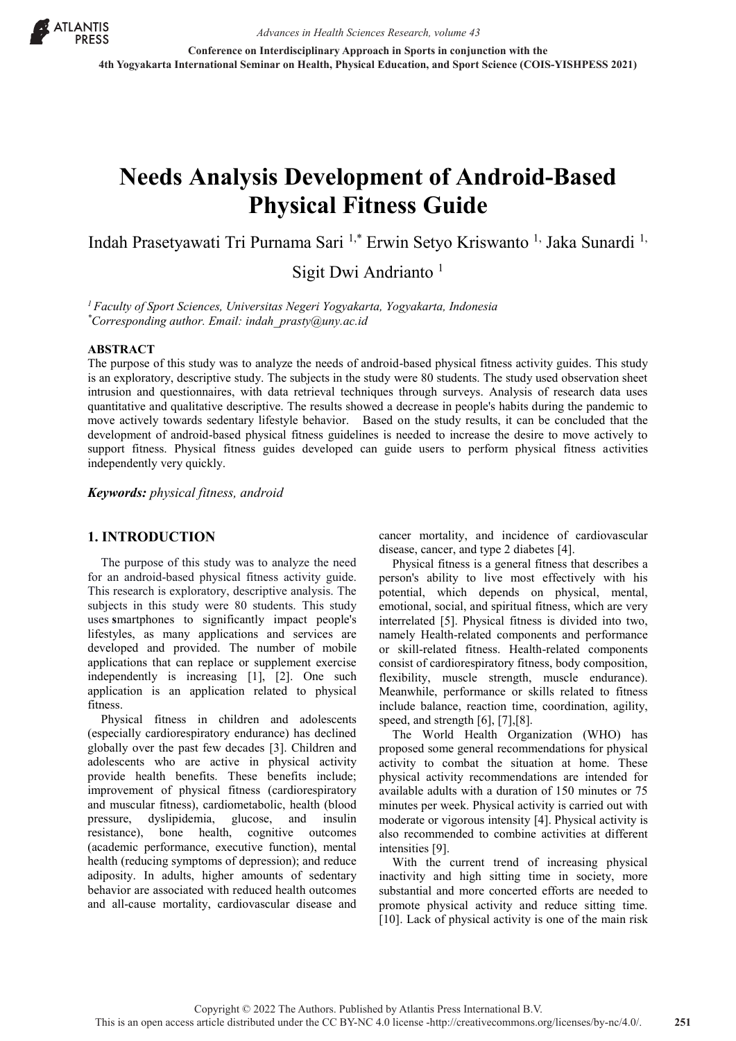# Needs Analysis Development of Android-Based Physical Fitness Guide

Indah Prasetyawati Tri Purnama Sari [1,*] Erwin Setyo Kriswanto [1,] Jaka Sunardi [1,] Sigit Dwi Andrianto [1]

[1] *Faculty of Sport Sciences, Universitas Negeri Yogyakarta, Yogyakarta, Indonesia*
[*] *Corresponding author. Email: indah_prasty@uny.ac.id*

## ABSTRACT

The purpose of this study was to analyze the needs of android-based physical fitness activity guides. This study is an exploratory, descriptive study. The subjects in the study were 80 students. The study used observation sheet intrusion and questionnaires, with data retrieval techniques through surveys. Analysis of research data uses quantitative and qualitative descriptive. The results showed a decrease in people's habits during the pandemic to move actively towards sedentary lifestyle behavior. Based on the study results, it can be concluded that the development of android-based physical fitness guidelines is needed to increase the desire to move actively to support fitness. Physical fitness guides developed can guide users to perform physical fitness activities independently very quickly.

***Keywords:*** *physical fitness, android*

## 1. INTRODUCTION

The purpose of this study was to analyze the need for an android-based physical fitness activity guide. This research is exploratory, descriptive analysis. The subjects in this study were 80 students. This study uses smartphones to significantly impact people's lifestyles, as many applications and services are developed and provided. The number of mobile applications that can replace or supplement exercise independently is increasing [1], [2]. One such application is an application related to physical fitness.

Physical fitness in children and adolescents (especially cardiorespiratory endurance) has declined globally over the past few decades [3]. Children and adolescents who are active in physical activity provide health benefits. These benefits include; improvement of physical fitness (cardiorespiratory and muscular fitness), cardiometabolic, health (blood pressure, dyslipidemia, glucose, and insulin resistance), bone health, cognitive outcomes (academic performance, executive function), mental health (reducing symptoms of depression); and reduce adiposity. In adults, higher amounts of sedentary behavior are associated with reduced health outcomes and all-cause mortality, cardiovascular disease and cancer mortality, and incidence of cardiovascular disease, cancer, and type 2 diabetes [4].

Physical fitness is a general fitness that describes a person's ability to live most effectively with his potential, which depends on physical, mental, emotional, social, and spiritual fitness, which are very interrelated [5]. Physical fitness is divided into two, namely Health-related components and performance or skill-related fitness. Health-related components consist of cardiorespiratory fitness, body composition, flexibility, muscle strength, muscle endurance). Meanwhile, performance or skills related to fitness include balance, reaction time, coordination, agility, speed, and strength [6], [7],[8].

The World Health Organization (WHO) has proposed some general recommendations for physical activity to combat the situation at home. These physical activity recommendations are intended for available adults with a duration of 150 minutes or 75 minutes per week. Physical activity is carried out with moderate or vigorous intensity [4]. Physical activity is also recommended to combine activities at different intensities [9].

With the current trend of increasing physical inactivity and high sitting time in society, more substantial and more concerted efforts are needed to promote physical activity and reduce sitting time. [10]. Lack of physical activity is one of the main risk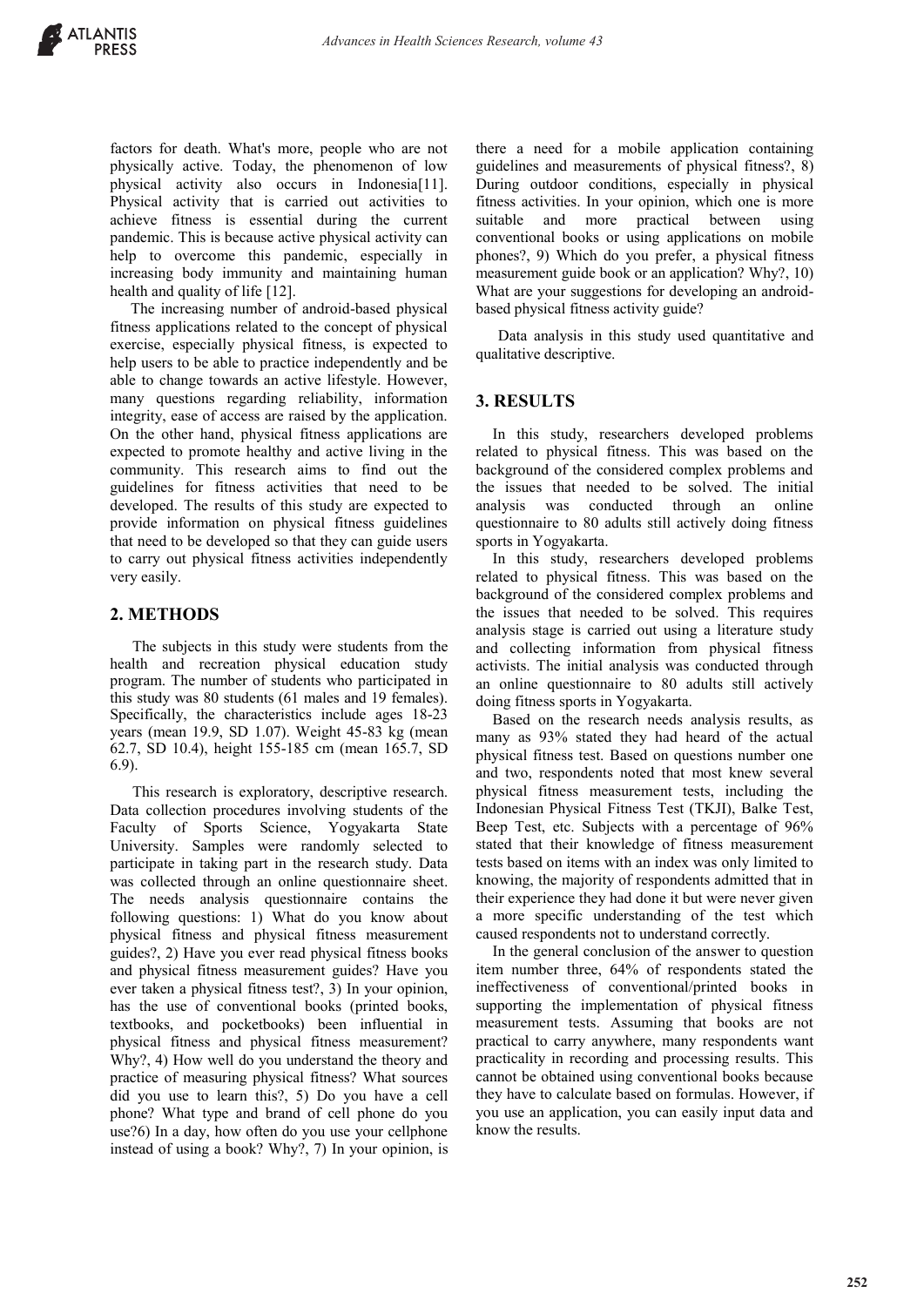factors for death. What's more, people who are not physically active. Today, the phenomenon of low physical activity also occurs in Indonesia[11]. Physical activity that is carried out activities to achieve fitness is essential during the current pandemic. This is because active physical activity can help to overcome this pandemic, especially in increasing body immunity and maintaining human health and quality of life [12].

The increasing number of android-based physical fitness applications related to the concept of physical exercise, especially physical fitness, is expected to help users to be able to practice independently and be able to change towards an active lifestyle. However, many questions regarding reliability, information integrity, ease of access are raised by the application. On the other hand, physical fitness applications are expected to promote healthy and active living in the community. This research aims to find out the guidelines for fitness activities that need to be developed. The results of this study are expected to provide information on physical fitness guidelines that need to be developed so that they can guide users to carry out physical fitness activities independently very easily.

## 2. METHODS

The subjects in this study were students from the health and recreation physical education study program. The number of students who participated in this study was 80 students (61 males and 19 females). Specifically, the characteristics include ages 18-23 years (mean 19.9, SD 1.07). Weight 45-83 kg (mean 62.7, SD 10.4), height 155-185 cm (mean 165.7, SD 6.9).

This research is exploratory, descriptive research. Data collection procedures involving students of the Faculty of Sports Science, Yogyakarta State University. Samples were randomly selected to participate in taking part in the research study. Data was collected through an online questionnaire sheet. The needs analysis questionnaire contains the following questions: 1) What do you know about physical fitness and physical fitness measurement guides?, 2) Have you ever read physical fitness books and physical fitness measurement guides? Have you ever taken a physical fitness test?, 3) In your opinion, has the use of conventional books (printed books, textbooks, and pocketbooks) been influential in physical fitness and physical fitness measurement? Why?, 4) How well do you understand the theory and practice of measuring physical fitness? What sources did you use to learn this?, 5) Do you have a cell phone? What type and brand of cell phone do you use?6) In a day, how often do you use your cellphone instead of using a book? Why?, 7) In your opinion, is there a need for a mobile application containing guidelines and measurements of physical fitness?, 8) During outdoor conditions, especially in physical fitness activities. In your opinion, which one is more suitable and more practical between using conventional books or using applications on mobile phones?, 9) Which do you prefer, a physical fitness measurement guide book or an application? Why?, 10) What are your suggestions for developing an android-based physical fitness activity guide?

Data analysis in this study used quantitative and qualitative descriptive.

## 3. RESULTS

In this study, researchers developed problems related to physical fitness. This was based on the background of the considered complex problems and the issues that needed to be solved. The initial analysis was conducted through an online questionnaire to 80 adults still actively doing fitness sports in Yogyakarta.

In this study, researchers developed problems related to physical fitness. This was based on the background of the considered complex problems and the issues that needed to be solved. This requires analysis stage is carried out using a literature study and collecting information from physical fitness activists. The initial analysis was conducted through an online questionnaire to 80 adults still actively doing fitness sports in Yogyakarta.

Based on the research needs analysis results, as many as 93% stated they had heard of the actual physical fitness test. Based on questions number one and two, respondents noted that most knew several physical fitness measurement tests, including the Indonesian Physical Fitness Test (TKJI), Balke Test, Beep Test, etc. Subjects with a percentage of 96% stated that their knowledge of fitness measurement tests based on items with an index was only limited to knowing, the majority of respondents admitted that in their experience they had done it but were never given a more specific understanding of the test which caused respondents not to understand correctly.

In the general conclusion of the answer to question item number three, 64% of respondents stated the ineffectiveness of conventional/printed books in supporting the implementation of physical fitness measurement tests. Assuming that books are not practical to carry anywhere, many respondents want practicality in recording and processing results. This cannot be obtained using conventional books because they have to calculate based on formulas. However, if you use an application, you can easily input data and know the results.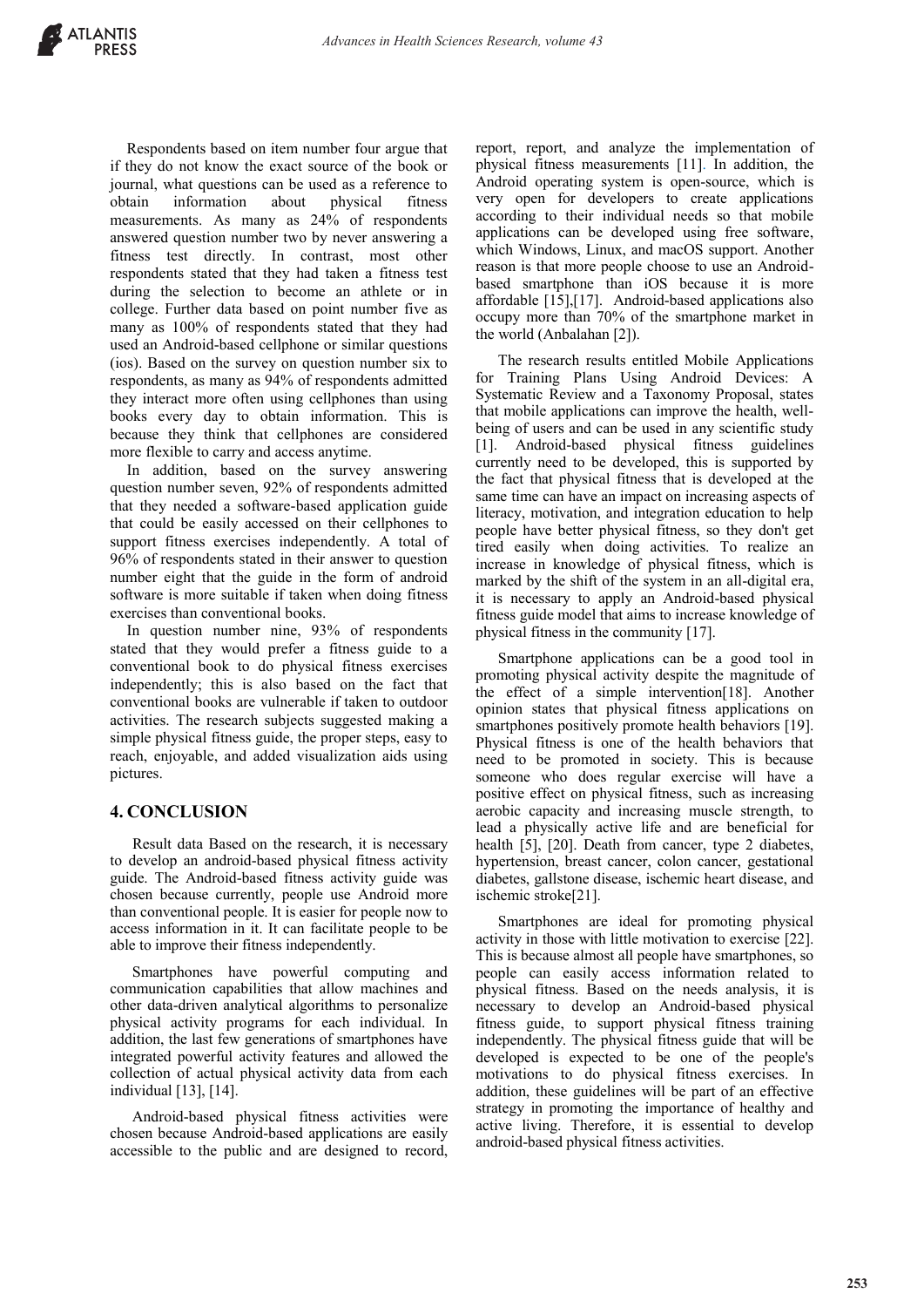Respondents based on item number four argue that if they do not know the exact source of the book or journal, what questions can be used as a reference to obtain information about physical fitness measurements. As many as 24% of respondents answered question number two by never answering a fitness test directly. In contrast, most other respondents stated that they had taken a fitness test during the selection to become an athlete or in college. Further data based on point number five as many as 100% of respondents stated that they had used an Android-based cellphone or similar questions (ios). Based on the survey on question number six to respondents, as many as 94% of respondents admitted they interact more often using cellphones than using books every day to obtain information. This is because they think that cellphones are considered more flexible to carry and access anytime.

In addition, based on the survey answering question number seven, 92% of respondents admitted that they needed a software-based application guide that could be easily accessed on their cellphones to support fitness exercises independently. A total of 96% of respondents stated in their answer to question number eight that the guide in the form of android software is more suitable if taken when doing fitness exercises than conventional books.

In question number nine, 93% of respondents stated that they would prefer a fitness guide to a conventional book to do physical fitness exercises independently; this is also based on the fact that conventional books are vulnerable if taken to outdoor activities. The research subjects suggested making a simple physical fitness guide, the proper steps, easy to reach, enjoyable, and added visualization aids using pictures.

## 4. CONCLUSION

Result data Based on the research, it is necessary to develop an android-based physical fitness activity guide. The Android-based fitness activity guide was chosen because currently, people use Android more than conventional people. It is easier for people now to access information in it. It can facilitate people to be able to improve their fitness independently.

Smartphones have powerful computing and communication capabilities that allow machines and other data-driven analytical algorithms to personalize physical activity programs for each individual. In addition, the last few generations of smartphones have integrated powerful activity features and allowed the collection of actual physical activity data from each individual [13], [14].

Android-based physical fitness activities were chosen because Android-based applications are easily accessible to the public and are designed to record, report, report, and analyze the implementation of physical fitness measurements [11]. In addition, the Android operating system is open-source, which is very open for developers to create applications according to their individual needs so that mobile applications can be developed using free software, which Windows, Linux, and macOS support. Another reason is that more people choose to use an Android-based smartphone than iOS because it is more affordable [15],[17]. Android-based applications also occupy more than 70% of the smartphone market in the world (Anbalahan [2]).

The research results entitled Mobile Applications for Training Plans Using Android Devices: A Systematic Review and a Taxonomy Proposal, states that mobile applications can improve the health, well-being of users and can be used in any scientific study [1]. Android-based physical fitness guidelines currently need to be developed, this is supported by the fact that physical fitness that is developed at the same time can have an impact on increasing aspects of literacy, motivation, and integration education to help people have better physical fitness, so they don't get tired easily when doing activities. To realize an increase in knowledge of physical fitness, which is marked by the shift of the system in an all-digital era, it is necessary to apply an Android-based physical fitness guide model that aims to increase knowledge of physical fitness in the community [17].

Smartphone applications can be a good tool in promoting physical activity despite the magnitude of the effect of a simple intervention[18]. Another opinion states that physical fitness applications on smartphones positively promote health behaviors [19]. Physical fitness is one of the health behaviors that need to be promoted in society. This is because someone who does regular exercise will have a positive effect on physical fitness, such as increasing aerobic capacity and increasing muscle strength, to lead a physically active life and are beneficial for health [5], [20]. Death from cancer, type 2 diabetes, hypertension, breast cancer, colon cancer, gestational diabetes, gallstone disease, ischemic heart disease, and ischemic stroke[21].

Smartphones are ideal for promoting physical activity in those with little motivation to exercise [22]. This is because almost all people have smartphones, so people can easily access information related to physical fitness. Based on the needs analysis, it is necessary to develop an Android-based physical fitness guide, to support physical fitness training independently. The physical fitness guide that will be developed is expected to be one of the people's motivations to do physical fitness exercises. In addition, these guidelines will be part of an effective strategy in promoting the importance of healthy and active living. Therefore, it is essential to develop android-based physical fitness activities.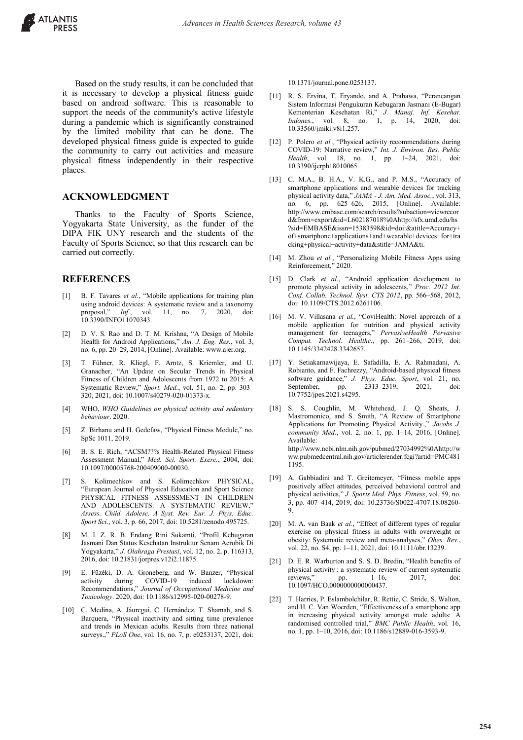Based on the study results, it can be concluded that it is necessary to develop a physical fitness guide based on android software. This is reasonable to support the needs of the community's active lifestyle during a pandemic which is significantly constrained by the limited mobility that can be done. The developed physical fitness guide is expected to guide the community to carry out activities and measure physical fitness independently in their respective places.

## ACKNOWLEDGMENT

Thanks to the Faculty of Sports Science, Yogyakarta State University, as the funder of the DIPA FIK UNY research and the students of the Faculty of Sports Science, so that this research can be carried out correctly.

## REFERENCES

[1] B. F. Tavares *et al.*, "Mobile applications for training plan using android devices: A systematic review and a taxonomy proposal," *Inf.*, vol. 11, no. 7, 2020, doi: 10.3390/INFO11070343.

[2] D. V. S. Rao and D. T. M. Krishna, "A Design of Mobile Health for Android Applications," *Am. J. Eng. Res.*, vol. 3, no. 6, pp. 20–29, 2014, [Online]. Available: www.ajer.org.

[3] T. Fühner, R. Kliegl, F. Arntz, S. Kriemler, and U. Granacher, "An Update on Secular Trends in Physical Fitness of Children and Adolescents from 1972 to 2015: A Systematic Review," *Sport. Med.*, vol. 51, no. 2, pp. 303–320, 2021, doi: 10.1007/s40279-020-01373-x.

[4] WHO, *WHO Guidelines on physical activity and sedentary behaviour*. 2020.

[5] Z. Birhanu and H. Gedefaw, "Physical Fitness Module," no. SpSc 1011, 2019.

[6] B. S. E. Rich, "ACSM???s Health-Related Physical Fitness Assessment Manual," *Med. Sci. Sport. Exerc.*, 2004, doi: 10.1097/00005768-200409000-00030.

[7] S. Kolimechkov and S. Kolimechkov PHYSICAL, "European Journal of Physical Education and Sport Science PHYSICAL FITNESS ASSESSMENT IN CHILDREN AND ADOLESCENTS: A SYSTEMATIC REVIEW," *Assess. Child. Adolesc. A Syst. Rev. Eur. J. Phys. Educ. Sport Sci.*, vol. 3, p. 66, 2017, doi: 10.5281/zenodo.495725.

[8] M. I. Z. R. B. Endang Rini Sukamti, "Profil Kebugaran Jasmani Dan Status Kesehatan Instruktur Senam Aerobik Di Yogyakarta," *J. Olahraga Prestasi*, vol. 12, no. 2, p. 116313, 2016, doi: 10.21831/jorpres.v12i2.11875.

[9] E. Füzéki, D. A. Groneberg, and W. Banzer, "Physical activity during COVID-19 induced lockdown: Recommendations," *Journal of Occupational Medicine and Toxicology*. 2020, doi: 10.1186/s12995-020-00278-9.

[10] C. Medina, A. Jáuregui, C. Hernández, T. Shamah, and S. Barquera, "Physical inactivity and sitting time prevalence and trends in Mexican adults. Results from three national surveys.," *PLoS One*, vol. 16, no. 7, p. e0253137, 2021, doi: 10.1371/journal.pone.0253137.

[11] R. S. Ervina, T. Eryando, and A. Prabawa, "Perancangan Sistem Informasi Pengukuran Kebugaran Jasmani (E-Bugar) Kementerian Kesehatan Ri," *J. Manaj. Inf. Kesehat. Indones.*, vol. 8, no. 1, p. 14, 2020, doi: 10.33560/jmiki.v8i1.257.

[12] P. Polero *et al.*, "Physical activity recommendations during COVID-19: Narrative review," *Int. J. Environ. Res. Public Health*, vol. 18, no. 1, pp. 1–24, 2021, doi: 10.3390/ijerph18010065.

[13] C. M.A., B. H.A., V. K.G., and P. M.S., "Accuracy of smartphone applications and wearable devices for tracking physical activity data," *JAMA - J. Am. Med. Assoc.*, vol. 313, no. 6, pp. 625–626, 2015, [Online]. Available: http://www.embase.com/search/results?subaction=viewrecord&from=export&id=L602187018%0Ahttp://sfx.umd.edu/hs?sid=EMBASE&issn=15383598&id=doi:&atitle=Accuracy+of+smartphone+applications+and+wearable+devices+for+tracking+physical+activity+data&stitle=JAMA&ti.

[14] M. Zhou *et al.*, "Personalizing Mobile Fitness Apps using Reinforcement," 2020.

[15] D. Clark *et al.*, "Android application development to promote physical activity in adolescents," *Proc. 2012 Int. Conf. Collab. Technol. Syst. CTS 2012*, pp. 566–568, 2012, doi: 10.1109/CTS.2012.6261106.

[16] M. V. Villasana *et al.*, "CoviHealth: Novel approach of a mobile application for nutrition and physical activity management for teenagers," *PervasiveHealth Pervasive Comput. Technol. Healthc.*, pp. 261–266, 2019, doi: 10.1145/3342428.3342657.

[17] Y. Setiakarnawijaya, E. Safadilla, E. A. Rahmadani, A. Robianto, and F. Fachrezzy, "Android-based physical fitness software guidance," *J. Phys. Educ. Sport*, vol. 21, no. September, pp. 2313–2319, 2021, doi: 10.7752/jpes.2021.s4295.

[18] S. S. Coughlin, M. Whitehead, J. Q. Sheats, J. Mastromonico, and S. Smith, "A Review of Smartphone Applications for Promoting Physical Activity.," *Jacobs J. community Med.*, vol. 2, no. 1, pp. 1–14, 2016, [Online]. Available: http://www.ncbi.nlm.nih.gov/pubmed/27034992%0Ahttp://www.pubmedcentral.nih.gov/articlerender.fcgi?artid=PMC4811195.

[19] A. Gabbiadini and T. Greitemeyer, "Fitness mobile apps positively affect attitudes, perceived behavioral control and physical activities," *J. Sports Med. Phys. Fitness*, vol. 59, no. 3, pp. 407–414, 2019, doi: 10.23736/S0022-4707.18.08260-9.

[20] M. A. van Baak *et al.*, "Effect of different types of regular exercise on physical fitness in adults with overweight or obesity: Systematic review and meta-analyses," *Obes. Rev.*, vol. 22, no. S4, pp. 1–11, 2021, doi: 10.1111/obr.13239.

[21] D. E. R. Warburton and S. S. D. Bredin, "Health benefits of physical activity : a systematic review of current systematic reviews," pp. 1–16, 2017, doi: 10.1097/HCO.0000000000000437.

[22] T. Harries, P. Eslambolchilar, R. Rettie, C. Stride, S. Walton, and H. C. Van Woerden, "Effectiveness of a smartphone app in increasing physical activity amongst male adults: A randomised controlled trial," *BMC Public Health*, vol. 16, no. 1, pp. 1–10, 2016, doi: 10.1186/s12889-016-3593-9.